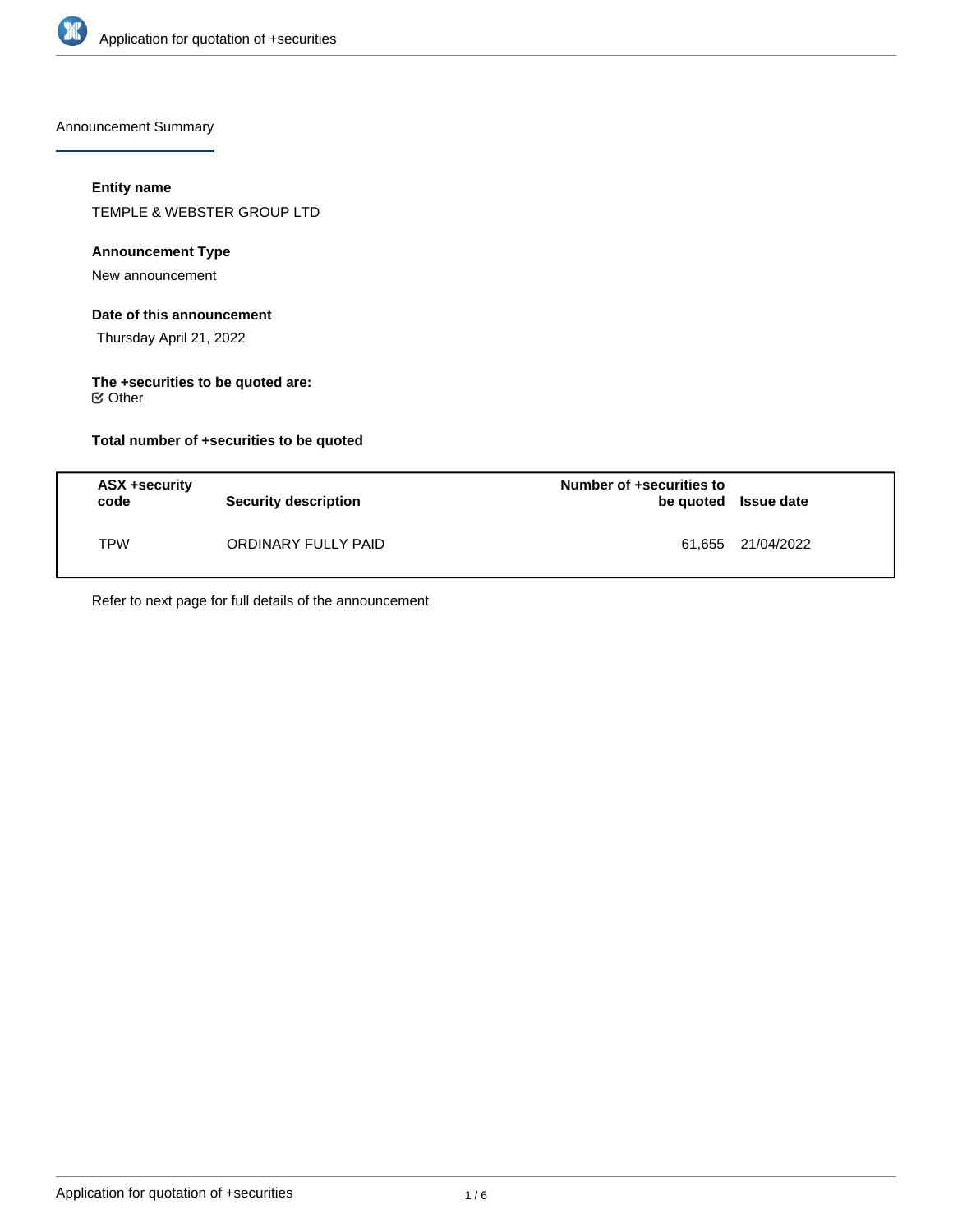Announcement Summary

**Entity name**

TEMPLE & WEBSTER GROUP LTD

**Announcement Type**

New announcement

**Date of this announcement**

Thursday April 21, 2022

**The +securities to be quoted are:**

Other

**Total number of +securities to be quoted**

| ASX +security code | Security description | Number of +securities to be quoted | Issue date |
|---|---|---|---|
| TPW | ORDINARY FULLY PAID | 61,655 | 21/04/2022 |

Refer to next page for full details of the announcement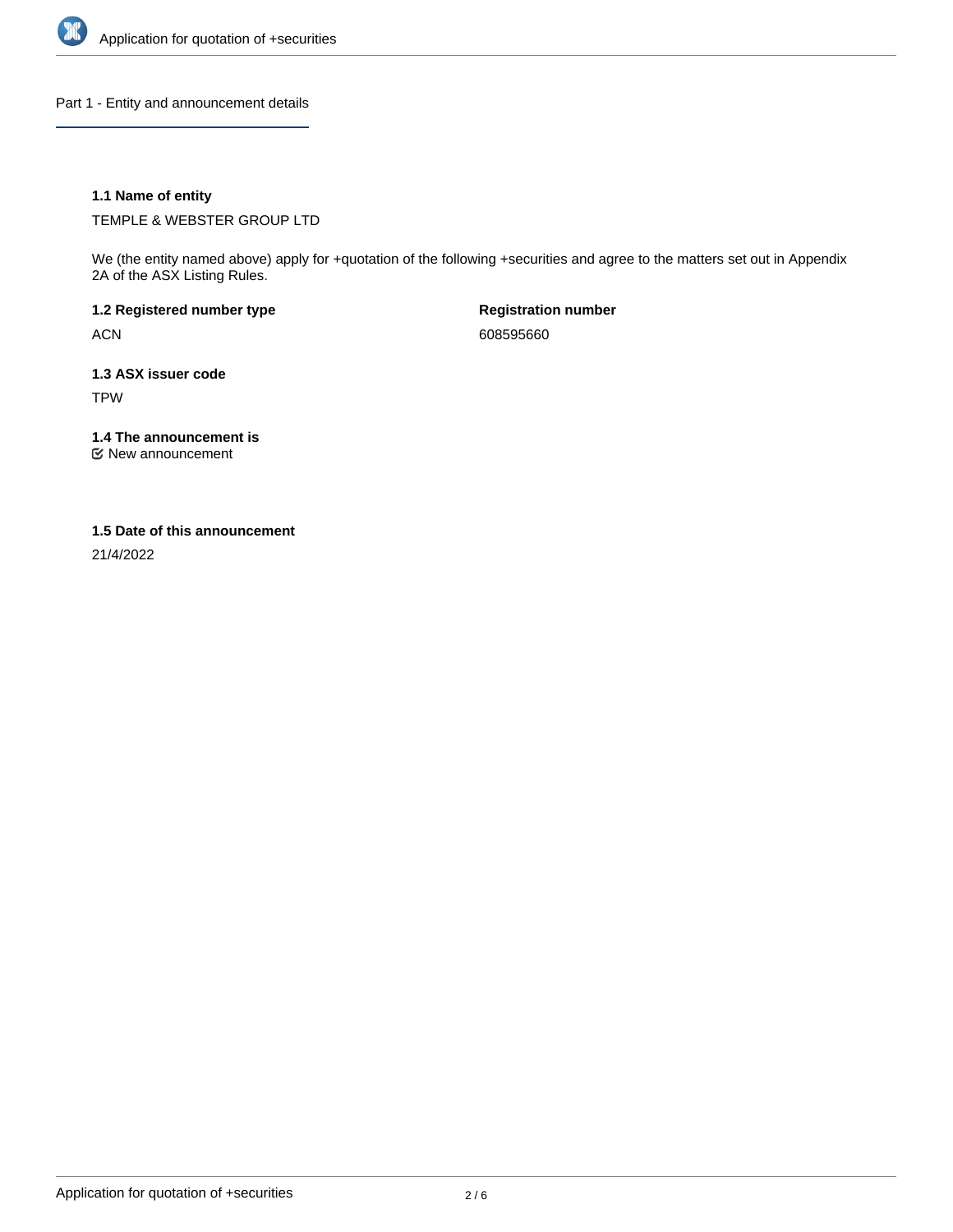## Part 1 - Entity and announcement details

### 1.1 Name of entity

TEMPLE & WEBSTER GROUP LTD

We (the entity named above) apply for +quotation of the following +securities and agree to the matters set out in Appendix 2A of the ASX Listing Rules.

**1.2 Registered number type**

ACN

**Registration number**

608595660

### 1.3 ASX issuer code

TPW

### 1.4 The announcement is

New announcement

### 1.5 Date of this announcement

21/4/2022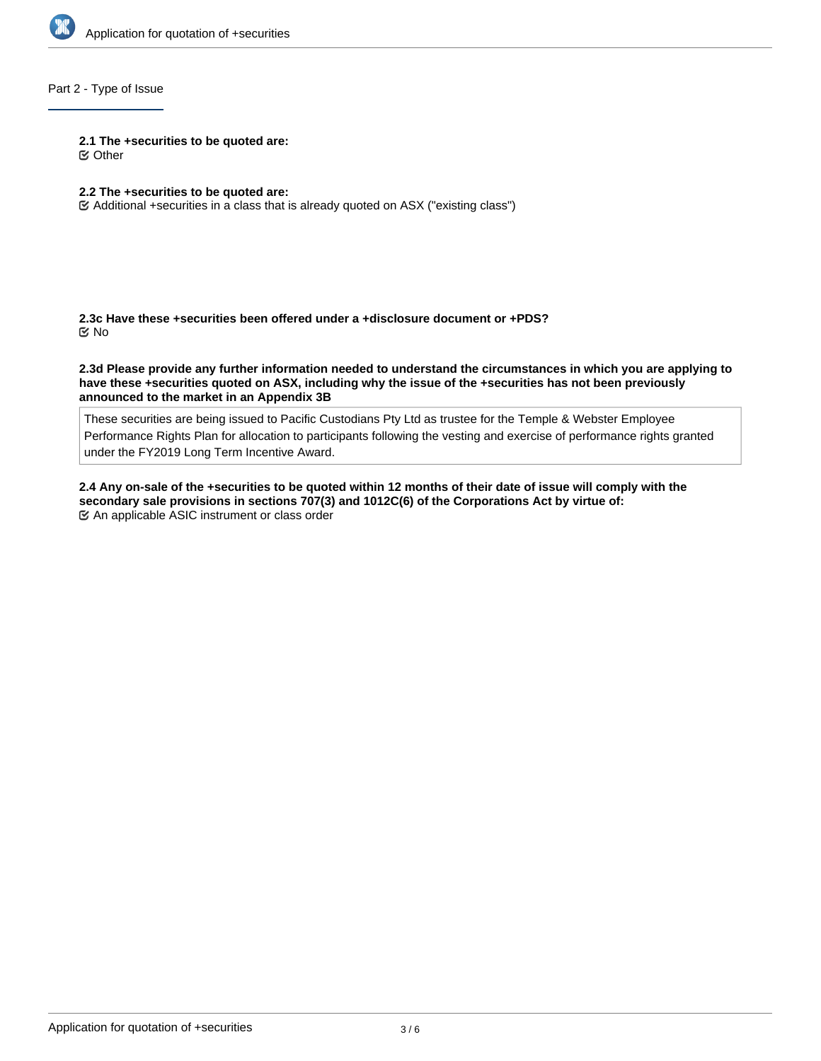## Part 2 - Type of Issue

**2.1 The +securities to be quoted are:**
☑ Other

**2.2 The +securities to be quoted are:**
☑ Additional +securities in a class that is already quoted on ASX ("existing class")

**2.3c Have these +securities been offered under a +disclosure document or +PDS?**
☑ No

**2.3d Please provide any further information needed to understand the circumstances in which you are applying to have these +securities quoted on ASX, including why the issue of the +securities has not been previously announced to the market in an Appendix 3B**

These securities are being issued to Pacific Custodians Pty Ltd as trustee for the Temple & Webster Employee Performance Rights Plan for allocation to participants following the vesting and exercise of performance rights granted under the FY2019 Long Term Incentive Award.

**2.4 Any on-sale of the +securities to be quoted within 12 months of their date of issue will comply with the secondary sale provisions in sections 707(3) and 1012C(6) of the Corporations Act by virtue of:**
☑ An applicable ASIC instrument or class order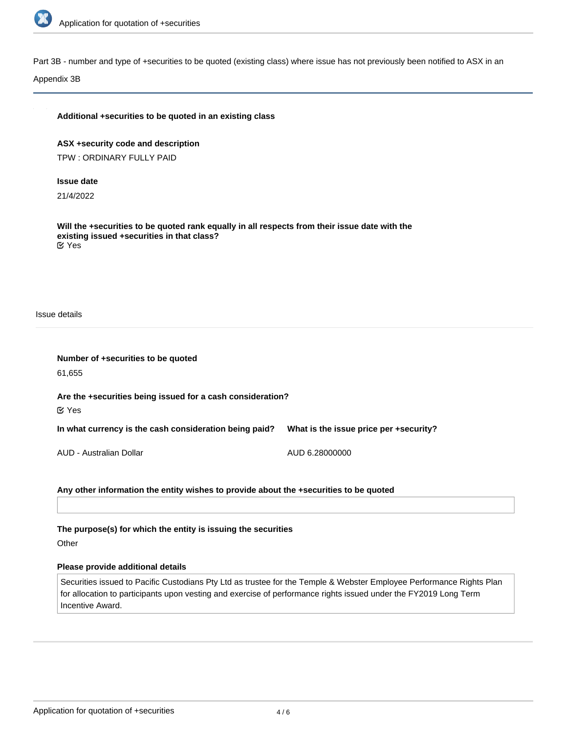Part 3B - number and type of +securities to be quoted (existing class) where issue has not previously been notified to ASX in an Appendix 3B

**Additional +securities to be quoted in an existing class**

**ASX +security code and description**

TPW : ORDINARY FULLY PAID

**Issue date**

21/4/2022

**Will the +securities to be quoted rank equally in all respects from their issue date with the existing issued +securities in that class?**

☑ Yes

Issue details

**Number of +securities to be quoted**

61,655

**Are the +securities being issued for a cash consideration?**

☑ Yes

| In what currency is the cash consideration being paid? | What is the issue price per +security? |
|---|---|
| AUD - Australian Dollar | AUD 6.28000000 |

**Any other information the entity wishes to provide about the +securities to be quoted**

**The purpose(s) for which the entity is issuing the securities**

Other

**Please provide additional details**

Securities issued to Pacific Custodians Pty Ltd as trustee for the Temple & Webster Employee Performance Rights Plan for allocation to participants upon vesting and exercise of performance rights issued under the FY2019 Long Term Incentive Award.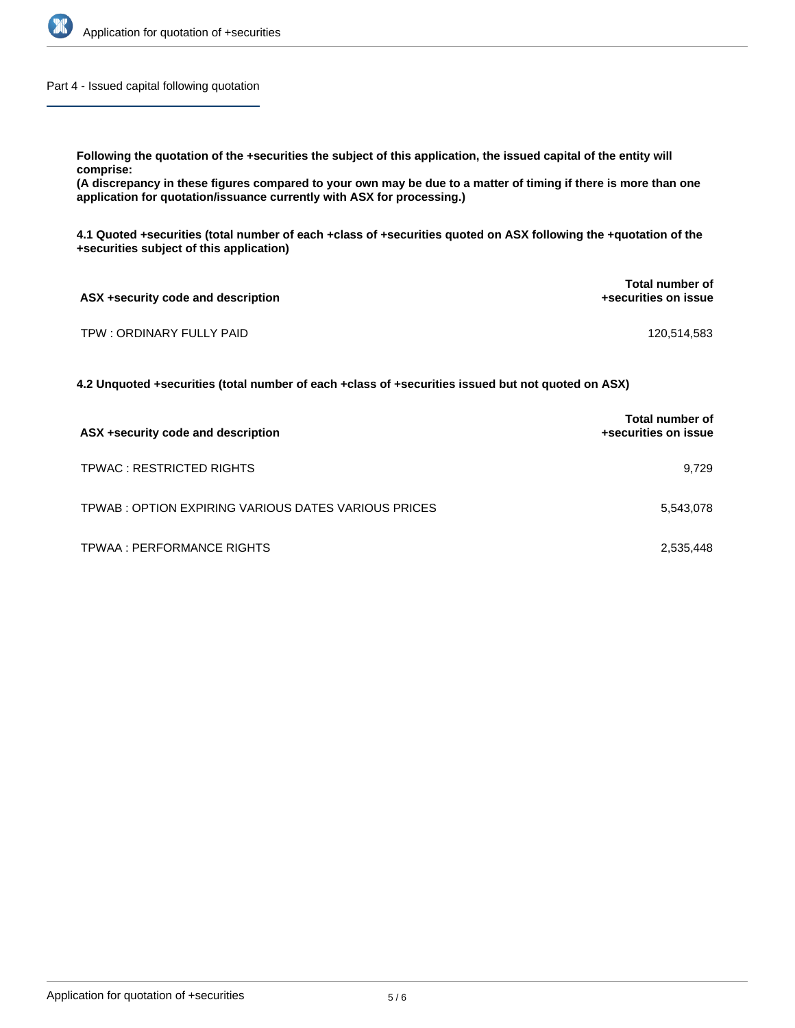## Part 4 - Issued capital following quotation

**Following the quotation of the +securities the subject of this application, the issued capital of the entity will comprise:**
**(A discrepancy in these figures compared to your own may be due to a matter of timing if there is more than one application for quotation/issuance currently with ASX for processing.)**

**4.1 Quoted +securities (total number of each +class of +securities quoted on ASX following the +quotation of the +securities subject of this application)**

| ASX +security code and description | Total number of +securities on issue |
|---|---|
| TPW : ORDINARY FULLY PAID | 120,514,583 |

**4.2 Unquoted +securities (total number of each +class of +securities issued but not quoted on ASX)**

| ASX +security code and description | Total number of +securities on issue |
|---|---|
| TPWAC : RESTRICTED RIGHTS | 9,729 |
| TPWAB : OPTION EXPIRING VARIOUS DATES VARIOUS PRICES | 5,543,078 |
| TPWAA : PERFORMANCE RIGHTS | 2,535,448 |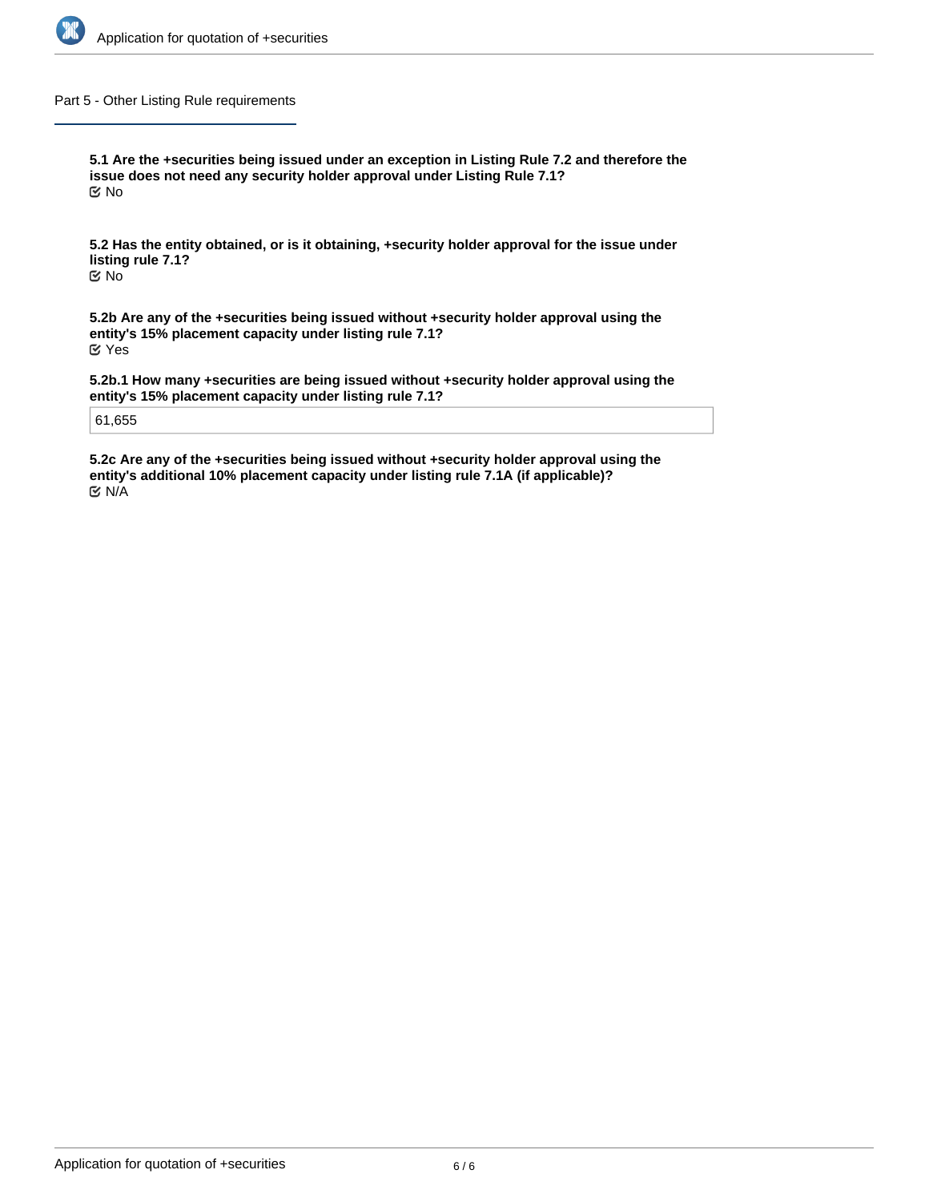## Part 5 - Other Listing Rule requirements

**5.1 Are the +securities being issued under an exception in Listing Rule 7.2 and therefore the issue does not need any security holder approval under Listing Rule 7.1?**

No

**5.2 Has the entity obtained, or is it obtaining, +security holder approval for the issue under listing rule 7.1?**

No

**5.2b Are any of the +securities being issued without +security holder approval using the entity's 15% placement capacity under listing rule 7.1?**

Yes

**5.2b.1 How many +securities are being issued without +security holder approval using the entity's 15% placement capacity under listing rule 7.1?**

61,655

**5.2c Are any of the +securities being issued without +security holder approval using the entity's additional 10% placement capacity under listing rule 7.1A (if applicable)?**

N/A